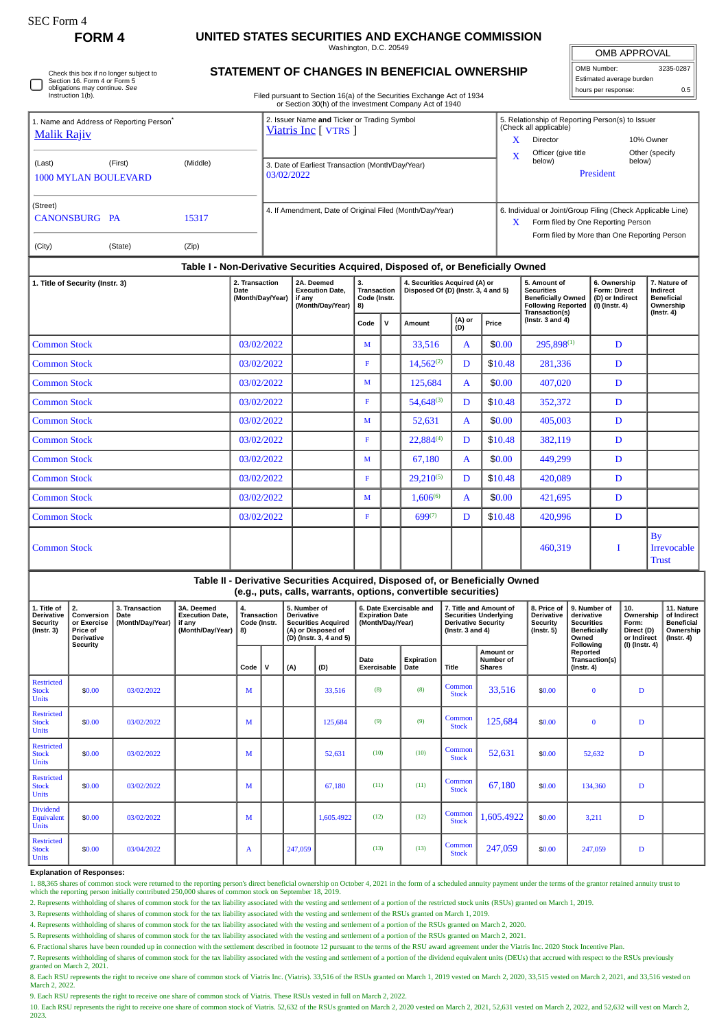SEC Form 4

# FORM 4

## UNITED STATES SECURITIES AND EXCHANGE COMMISSION

Washington, D.C. 20549

| OMB APPROVAL | |
|---|---|
| OMB Number: | 3235-0287 |
| Estimated average burden | |
| hours per response: | 0.5 |

☐ Check this box if no longer subject to Section 16. Form 4 or Form 5 obligations may continue. *See* Instruction 1(b).

## STATEMENT OF CHANGES IN BENEFICIAL OWNERSHIP

Filed pursuant to Section 16(a) of the Securities Exchange Act of 1934 or Section 30(h) of the Investment Company Act of 1940

1. Name and Address of Reporting Person*
Malik Rajiv

(Last) (First) (Middle)
1000 MYLAN BOULEVARD

(Street)
CANONSBURG PA 15317

(City) (State) (Zip)

2. Issuer Name **and** Ticker or Trading Symbol
Viatris Inc [ VTRS ]

3. Date of Earliest Transaction (Month/Day/Year)
03/02/2022

4. If Amendment, Date of Original Filed (Month/Day/Year)

5. Relationship of Reporting Person(s) to Issuer (Check all applicable)
X Director
10% Owner
X Officer (give title below)
Other (specify below)
President

6. Individual or Joint/Group Filing (Check Applicable Line)
X Form filed by One Reporting Person
Form filed by More than One Reporting Person

### Table I - Non-Derivative Securities Acquired, Disposed of, or Beneficially Owned

| 1. Title of Security (Instr. 3) | 2. Transaction Date (Month/Day/Year) | 2A. Deemed Execution Date, if any (Month/Day/Year) | 3. Transaction Code (Instr. 8) | | 4. Securities Acquired (A) or Disposed Of (D) (Instr. 3, 4 and 5) | | | 5. Amount of Securities Beneficially Owned Following Reported Transaction(s) (Instr. 3 and 4) | 6. Ownership Form: Direct (D) or Indirect (I) (Instr. 4) | 7. Nature of Indirect Beneficial Ownership (Instr. 4) |
|---|---|---|---|---|---|---|---|---|---|---|
| | | | Code | V | Amount | (A) or (D) | Price | | | |
| Common Stock | 03/02/2022 | | M | | 33,516 | A | $0.00 | 295,898[(1)] | D | |
| Common Stock | 03/02/2022 | | F | | 14,562[(2)] | D | $10.48 | 281,336 | D | |
| Common Stock | 03/02/2022 | | M | | 125,684 | A | $0.00 | 407,020 | D | |
| Common Stock | 03/02/2022 | | F | | 54,648[(3)] | D | $10.48 | 352,372 | D | |
| Common Stock | 03/02/2022 | | M | | 52,631 | A | $0.00 | 405,003 | D | |
| Common Stock | 03/02/2022 | | F | | 22,884[(4)] | D | $10.48 | 382,119 | D | |
| Common Stock | 03/02/2022 | | M | | 67,180 | A | $0.00 | 449,299 | D | |
| Common Stock | 03/02/2022 | | F | | 29,210[(5)] | D | $10.48 | 420,089 | D | |
| Common Stock | 03/02/2022 | | M | | 1,606[(6)] | A | $0.00 | 421,695 | D | |
| Common Stock | 03/02/2022 | | F | | 699[(7)] | D | $10.48 | 420,996 | D | |
| Common Stock | | | | | | | | 460,319 | I | By Irrevocable Trust |

### Table II - Derivative Securities Acquired, Disposed of, or Beneficially Owned (e.g., puts, calls, warrants, options, convertible securities)

| 1. Title of Derivative Security (Instr. 3) | 2. Conversion or Exercise Price of Derivative Security | 3. Transaction Date (Month/Day/Year) | 3A. Deemed Execution Date, if any (Month/Day/Year) | 4. Transaction Code (Instr. 8) | | 5. Number of Derivative Securities Acquired (A) or Disposed of (D) (Instr. 3, 4 and 5) | | 6. Date Exercisable and Expiration Date (Month/Day/Year) | | 7. Title and Amount of Securities Underlying Derivative Security (Instr. 3 and 4) | | 8. Price of Derivative Security (Instr. 5) | 9. Number of derivative Securities Beneficially Owned Following Reported Transaction(s) (Instr. 4) | 10. Ownership Form: Direct (D) or Indirect (I) (Instr. 4) | 11. Nature of Indirect Beneficial Ownership (Instr. 4) |
|---|---|---|---|---|---|---|---|---|---|---|---|---|---|---|---|
| | | | | Code | V | (A) | (D) | Date Exercisable | Expiration Date | Title | Amount or Number of Shares | | | | |
| Restricted Stock Units | $0.00 | 03/02/2022 | | M | | | 33,516 | (8) | (8) | Common Stock | 33,516 | $0.00 | 0 | D | |
| Restricted Stock Units | $0.00 | 03/02/2022 | | M | | | 125,684 | (9) | (9) | Common Stock | 125,684 | $0.00 | 0 | D | |
| Restricted Stock Units | $0.00 | 03/02/2022 | | M | | | 52,631 | (10) | (10) | Common Stock | 52,631 | $0.00 | 52,632 | D | |
| Restricted Stock Units | $0.00 | 03/02/2022 | | M | | | 67,180 | (11) | (11) | Common Stock | 67,180 | $0.00 | 134,360 | D | |
| Dividend Equivalent Units | $0.00 | 03/02/2022 | | M | | | 1,605.4922 | (12) | (12) | Common Stock | 1,605.4922 | $0.00 | 3,211 | D | |
| Restricted Stock Units | $0.00 | 03/04/2022 | | A | | 247,059 | | (13) | (13) | Common Stock | 247,059 | $0.00 | 247,059 | D | |

**Explanation of Responses:**

1. 88,365 shares of common stock were returned to the reporting person's direct beneficial ownership on October 4, 2021 in the form of a scheduled annuity payment under the terms of the grantor retained annuity trust to which the reporting person initially contributed 250,000 shares of common stock on September 18, 2019.

2. Represents withholding of shares of common stock for the tax liability associated with the vesting and settlement of a portion of the restricted stock units (RSUs) granted on March 1, 2019.

3. Represents withholding of shares of common stock for the tax liability associated with the vesting and settlement of the RSUs granted on March 1, 2019.

4. Represents withholding of shares of common stock for the tax liability associated with the vesting and settlement of a portion of the RSUs granted on March 2, 2020.

5. Represents withholding of shares of common stock for the tax liability associated with the vesting and settlement of a portion of the RSUs granted on March 2, 2021.

6. Fractional shares have been rounded up in connection with the settlement described in footnote 12 pursuant to the terms of the RSU award agreement under the Viatris Inc. 2020 Stock Incentive Plan.

7. Represents withholding of shares of common stock for the tax liability associated with the vesting and settlement of a portion of the dividend equivalent units (DEUs) that accrued with respect to the RSUs previously granted on March 2, 2021.

8. Each RSU represents the right to receive one share of common stock of Viatris Inc. (Viatris). 33,516 of the RSUs granted on March 1, 2019 vested on March 2, 2020, 33,515 vested on March 2, 2021, and 33,516 vested on March 2, 2022.

9. Each RSU represents the right to receive one share of common stock of Viatris. These RSUs vested in full on March 2, 2022.

10. Each RSU represents the right to receive one share of common stock of Viatris. 52,632 of the RSUs granted on March 2, 2020 vested on March 2, 2021, 52,631 vested on March 2, 2022, and 52,632 will vest on March 2, 2023.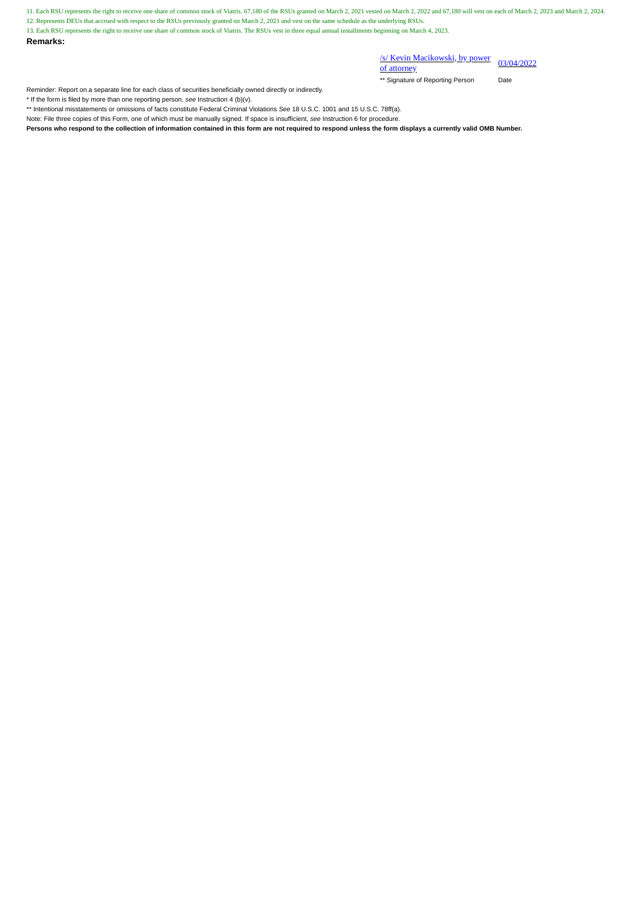11. Each RSU represents the right to receive one share of common stock of Viatris. 67,180 of the RSUs granted on March 2, 2021 vested on March 2, 2022 and 67,180 will vest on each of March 2, 2023 and March 2, 2024.

12. Represents DEUs that accrued with respect to the RSUs previously granted on March 2, 2021 and vest on the same schedule as the underlying RSUs.

13. Each RSU represents the right to receive one share of common stock of Viatris. The RSUs vest in three equal annual installments beginning on March 4, 2023.

**Remarks:**

| | |
|---|---|
| /s/ Kevin Macikowski, by power of attorney | 03/04/2022 |
| ** Signature of Reporting Person | Date |

Reminder: Report on a separate line for each class of securities beneficially owned directly or indirectly.

* If the form is filed by more than one reporting person, *see* Instruction 4 (b)(v).

** Intentional misstatements or omissions of facts constitute Federal Criminal Violations *See* 18 U.S.C. 1001 and 15 U.S.C. 78ff(a).

Note: File three copies of this Form, one of which must be manually signed. If space is insufficient, *see* Instruction 6 for procedure.

**Persons who respond to the collection of information contained in this form are not required to respond unless the form displays a currently valid OMB Number.**